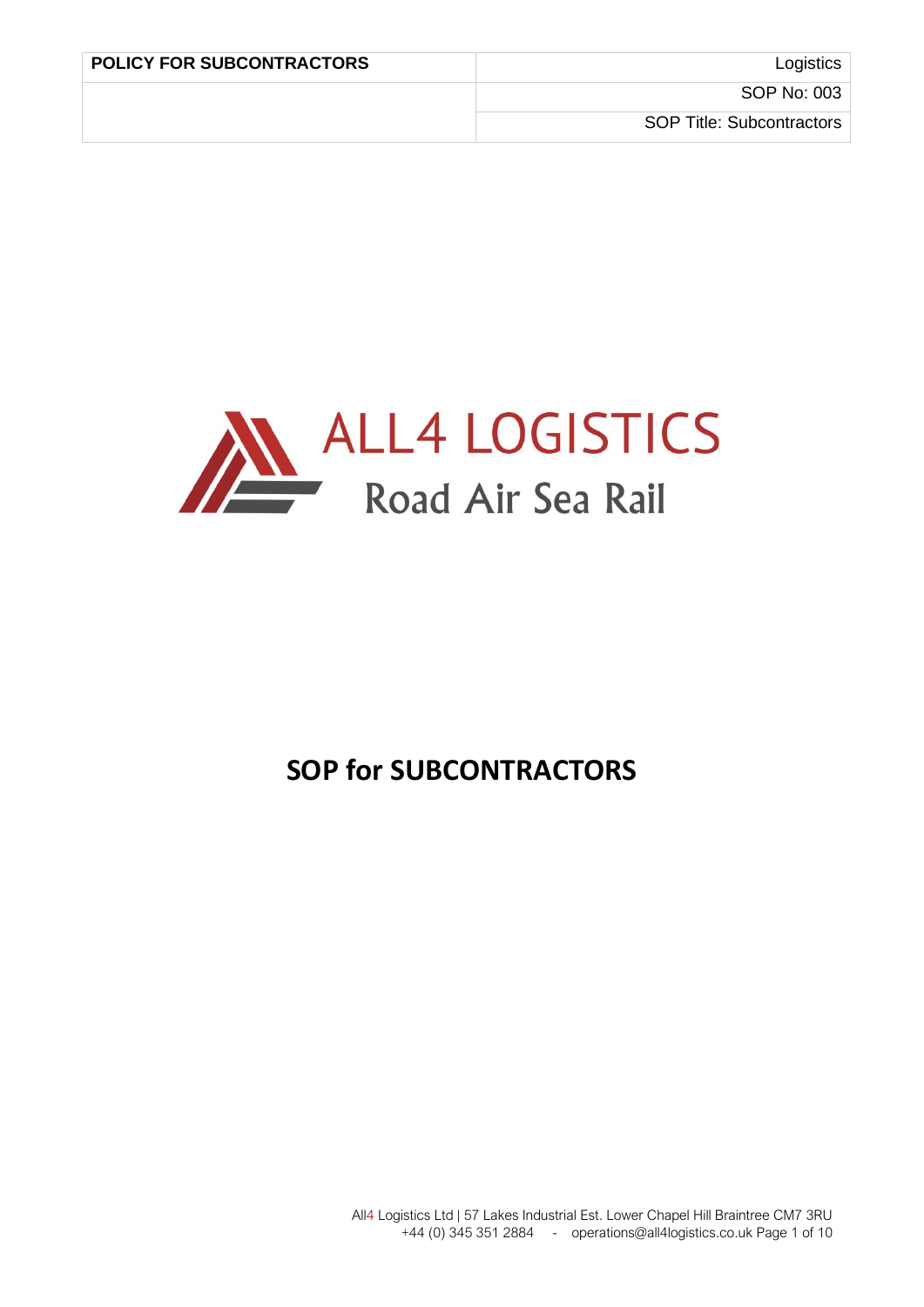| POLICY FOR SUBCONTRACTORS | Logistics |
| --- | --- |
| | SOP No: 003 |
| | SOP Title: Subcontractors |

ALL4 LOGISTICS

Road Air Sea Rail

# SOP for SUBCONTRACTORS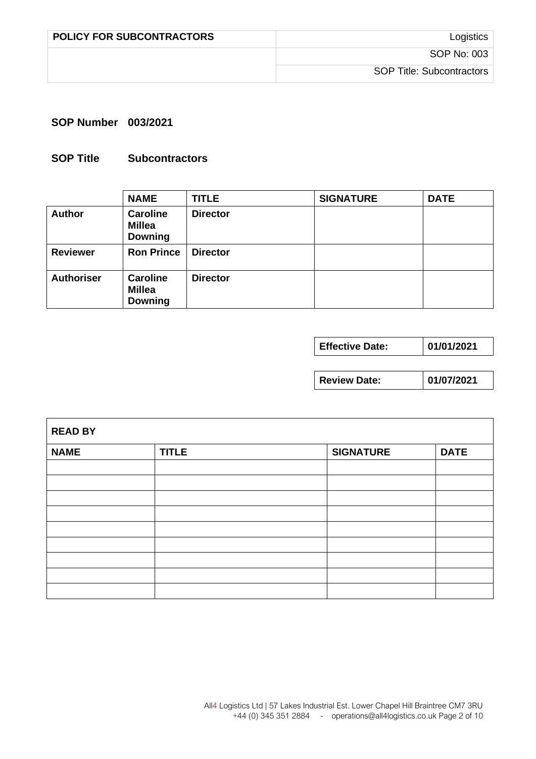| POLICY FOR SUBCONTRACTORS | Logistics |
| --- | --- |
| | SOP No: 003 |
| | SOP Title: Subcontractors |

**SOP Number 003/2021**

**SOP Title Subcontractors**

| | **NAME** | **TITLE** | **SIGNATURE** | **DATE** |
| --- | --- | --- | --- | --- |
| **Author** | **Caroline Millea Downing** | **Director** | | |
| **Reviewer** | **Ron Prince** | **Director** | | |
| **Authoriser** | **Caroline Millea Downing** | **Director** | | |

| **Effective Date:** | **01/01/2021** |
| --- | --- |

| **Review Date:** | **01/07/2021** |
| --- | --- |

| **READ BY** | | | |
| --- | --- | --- | --- |
| **NAME** | **TITLE** | **SIGNATURE** | **DATE** |
| | | | |
| | | | |
| | | | |
| | | | |
| | | | |
| | | | |
| | | | |
| | | | |
| | | | |

All4 Logistics Ltd | 57 Lakes Industrial Est. Lower Chapel Hill Braintree CM7 3RU
+44 (0) 345 351 2884 - operations@all4logistics.co.uk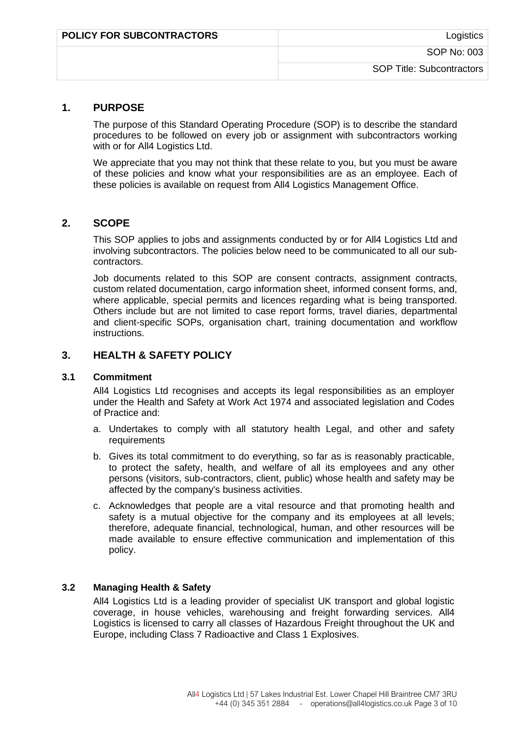| POLICY FOR SUBCONTRACTORS | Logistics |
| --- | --- |
| | SOP No: 003 |
| | SOP Title: Subcontractors |

## 1. PURPOSE

The purpose of this Standard Operating Procedure (SOP) is to describe the standard procedures to be followed on every job or assignment with subcontractors working with or for All4 Logistics Ltd.

We appreciate that you may not think that these relate to you, but you must be aware of these policies and know what your responsibilities are as an employee. Each of these policies is available on request from All4 Logistics Management Office.

## 2. SCOPE

This SOP applies to jobs and assignments conducted by or for All4 Logistics Ltd and involving subcontractors. The policies below need to be communicated to all our sub-contractors.

Job documents related to this SOP are consent contracts, assignment contracts, custom related documentation, cargo information sheet, informed consent forms, and, where applicable, special permits and licences regarding what is being transported. Others include but are not limited to case report forms, travel diaries, departmental and client-specific SOPs, organisation chart, training documentation and workflow instructions.

## 3. HEALTH & SAFETY POLICY

### 3.1 Commitment

All4 Logistics Ltd recognises and accepts its legal responsibilities as an employer under the Health and Safety at Work Act 1974 and associated legislation and Codes of Practice and:

a. Undertakes to comply with all statutory health Legal, and other and safety requirements

b. Gives its total commitment to do everything, so far as is reasonably practicable, to protect the safety, health, and welfare of all its employees and any other persons (visitors, sub-contractors, client, public) whose health and safety may be affected by the company's business activities.

c. Acknowledges that people are a vital resource and that promoting health and safety is a mutual objective for the company and its employees at all levels; therefore, adequate financial, technological, human, and other resources will be made available to ensure effective communication and implementation of this policy.

### 3.2 Managing Health & Safety

All4 Logistics Ltd is a leading provider of specialist UK transport and global logistic coverage, in house vehicles, warehousing and freight forwarding services. All4 Logistics is licensed to carry all classes of Hazardous Freight throughout the UK and Europe, including Class 7 Radioactive and Class 1 Explosives.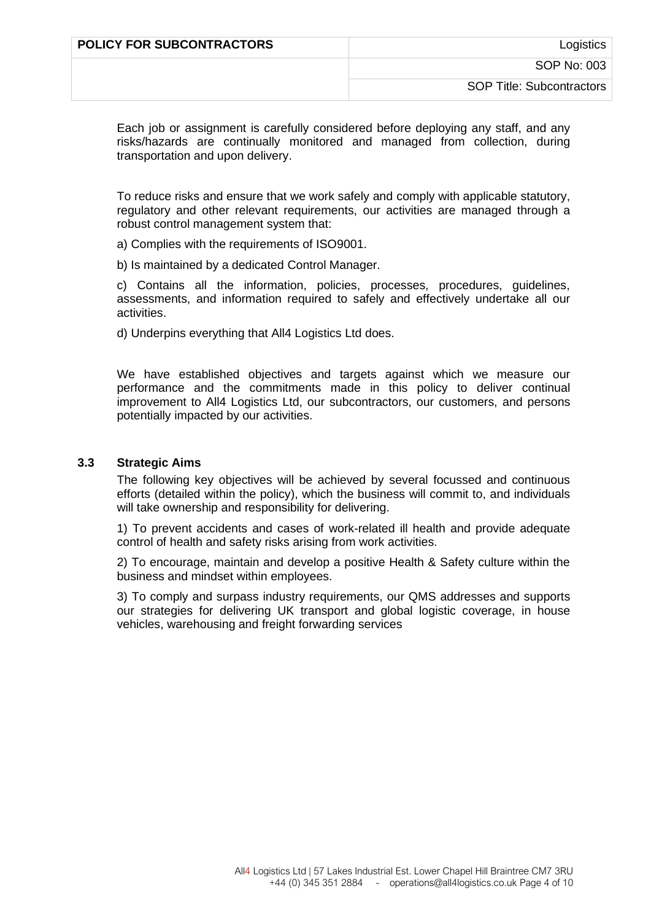Each job or assignment is carefully considered before deploying any staff, and any risks/hazards are continually monitored and managed from collection, during transportation and upon delivery.

To reduce risks and ensure that we work safely and comply with applicable statutory, regulatory and other relevant requirements, our activities are managed through a robust control management system that:

a) Complies with the requirements of ISO9001.

b) Is maintained by a dedicated Control Manager.

c) Contains all the information, policies, processes, procedures, guidelines, assessments, and information required to safely and effectively undertake all our activities.

d) Underpins everything that All4 Logistics Ltd does.

We have established objectives and targets against which we measure our performance and the commitments made in this policy to deliver continual improvement to All4 Logistics Ltd, our subcontractors, our customers, and persons potentially impacted by our activities.

### 3.3 Strategic Aims

The following key objectives will be achieved by several focussed and continuous efforts (detailed within the policy), which the business will commit to, and individuals will take ownership and responsibility for delivering.

1) To prevent accidents and cases of work-related ill health and provide adequate control of health and safety risks arising from work activities.

2) To encourage, maintain and develop a positive Health & Safety culture within the business and mindset within employees.

3) To comply and surpass industry requirements, our QMS addresses and supports our strategies for delivering UK transport and global logistic coverage, in house vehicles, warehousing and freight forwarding services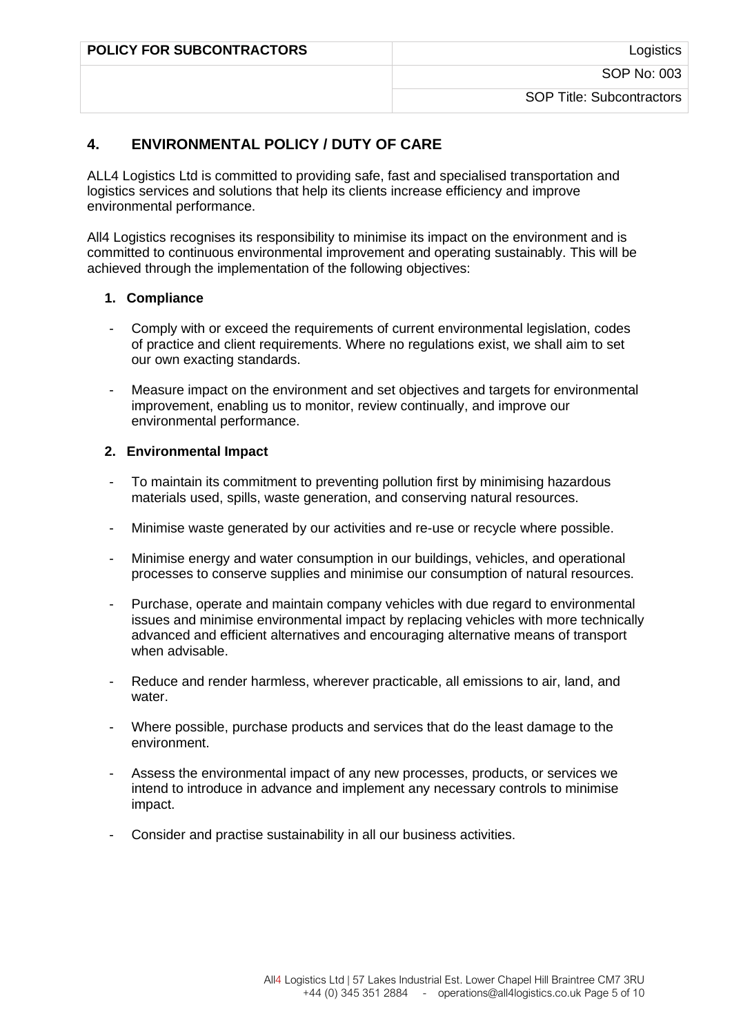## 4. ENVIRONMENTAL POLICY / DUTY OF CARE

ALL4 Logistics Ltd is committed to providing safe, fast and specialised transportation and logistics services and solutions that help its clients increase efficiency and improve environmental performance.

All4 Logistics recognises its responsibility to minimise its impact on the environment and is committed to continuous environmental improvement and operating sustainably. This will be achieved through the implementation of the following objectives:

1. **Compliance**

- Comply with or exceed the requirements of current environmental legislation, codes of practice and client requirements. Where no regulations exist, we shall aim to set our own exacting standards.
- Measure impact on the environment and set objectives and targets for environmental improvement, enabling us to monitor, review continually, and improve our environmental performance.

2. **Environmental Impact**

- To maintain its commitment to preventing pollution first by minimising hazardous materials used, spills, waste generation, and conserving natural resources.
- Minimise waste generated by our activities and re-use or recycle where possible.
- Minimise energy and water consumption in our buildings, vehicles, and operational processes to conserve supplies and minimise our consumption of natural resources.
- Purchase, operate and maintain company vehicles with due regard to environmental issues and minimise environmental impact by replacing vehicles with more technically advanced and efficient alternatives and encouraging alternative means of transport when advisable.
- Reduce and render harmless, wherever practicable, all emissions to air, land, and water.
- Where possible, purchase products and services that do the least damage to the environment.
- Assess the environmental impact of any new processes, products, or services we intend to introduce in advance and implement any necessary controls to minimise impact.
- Consider and practise sustainability in all our business activities.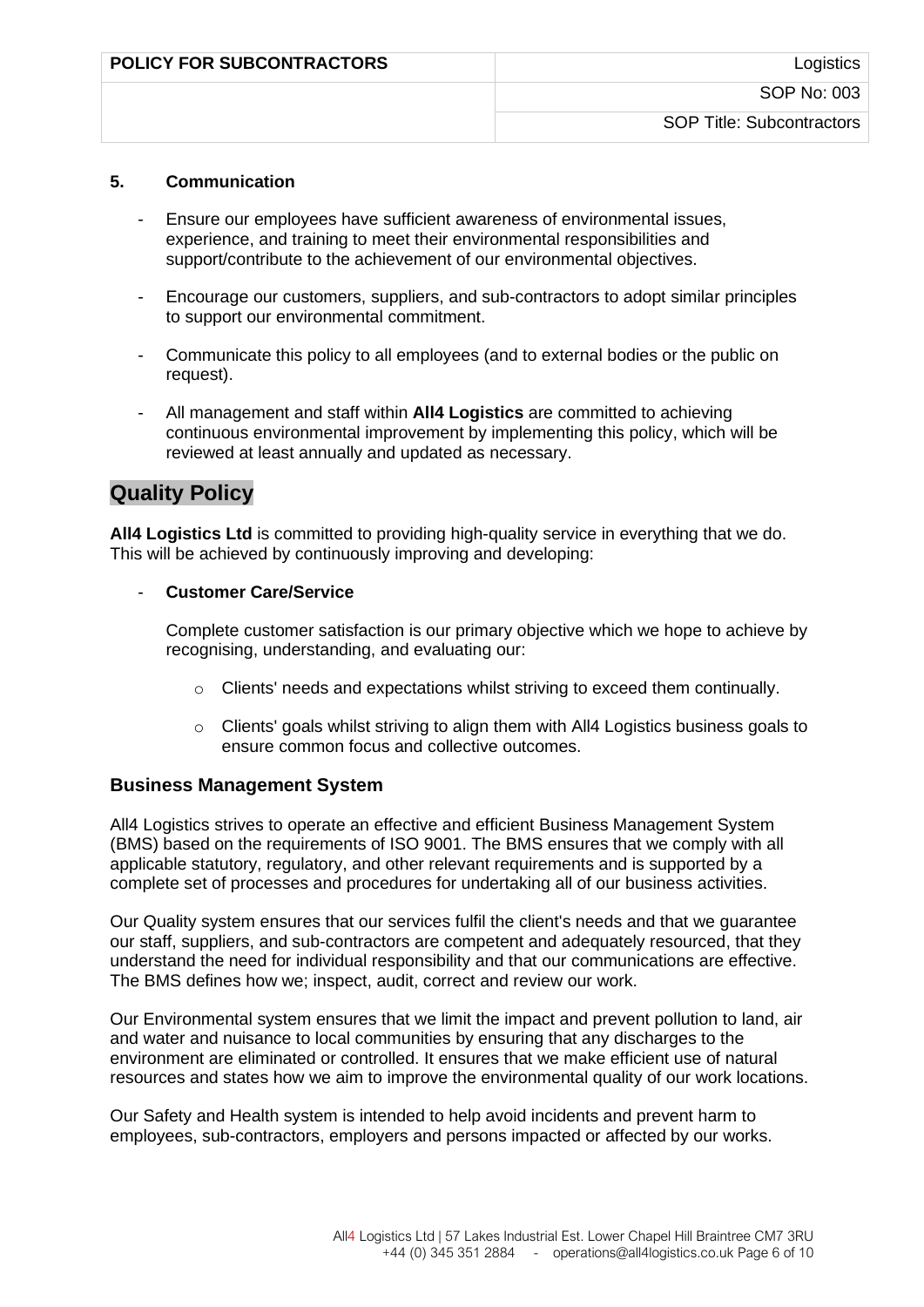## 5. Communication

- Ensure our employees have sufficient awareness of environmental issues, experience, and training to meet their environmental responsibilities and support/contribute to the achievement of our environmental objectives.
- Encourage our customers, suppliers, and sub-contractors to adopt similar principles to support our environmental commitment.
- Communicate this policy to all employees (and to external bodies or the public on request).
- All management and staff within **All4 Logistics** are committed to achieving continuous environmental improvement by implementing this policy, which will be reviewed at least annually and updated as necessary.

# Quality Policy

**All4 Logistics Ltd** is committed to providing high-quality service in everything that we do. This will be achieved by continuously improving and developing:

- **Customer Care/Service**

  Complete customer satisfaction is our primary objective which we hope to achieve by recognising, understanding, and evaluating our:

  - Clients' needs and expectations whilst striving to exceed them continually.
  - Clients' goals whilst striving to align them with All4 Logistics business goals to ensure common focus and collective outcomes.

## Business Management System

All4 Logistics strives to operate an effective and efficient Business Management System (BMS) based on the requirements of ISO 9001. The BMS ensures that we comply with all applicable statutory, regulatory, and other relevant requirements and is supported by a complete set of processes and procedures for undertaking all of our business activities.

Our Quality system ensures that our services fulfil the client's needs and that we guarantee our staff, suppliers, and sub-contractors are competent and adequately resourced, that they understand the need for individual responsibility and that our communications are effective. The BMS defines how we; inspect, audit, correct and review our work.

Our Environmental system ensures that we limit the impact and prevent pollution to land, air and water and nuisance to local communities by ensuring that any discharges to the environment are eliminated or controlled. It ensures that we make efficient use of natural resources and states how we aim to improve the environmental quality of our work locations.

Our Safety and Health system is intended to help avoid incidents and prevent harm to employees, sub-contractors, employers and persons impacted or affected by our works.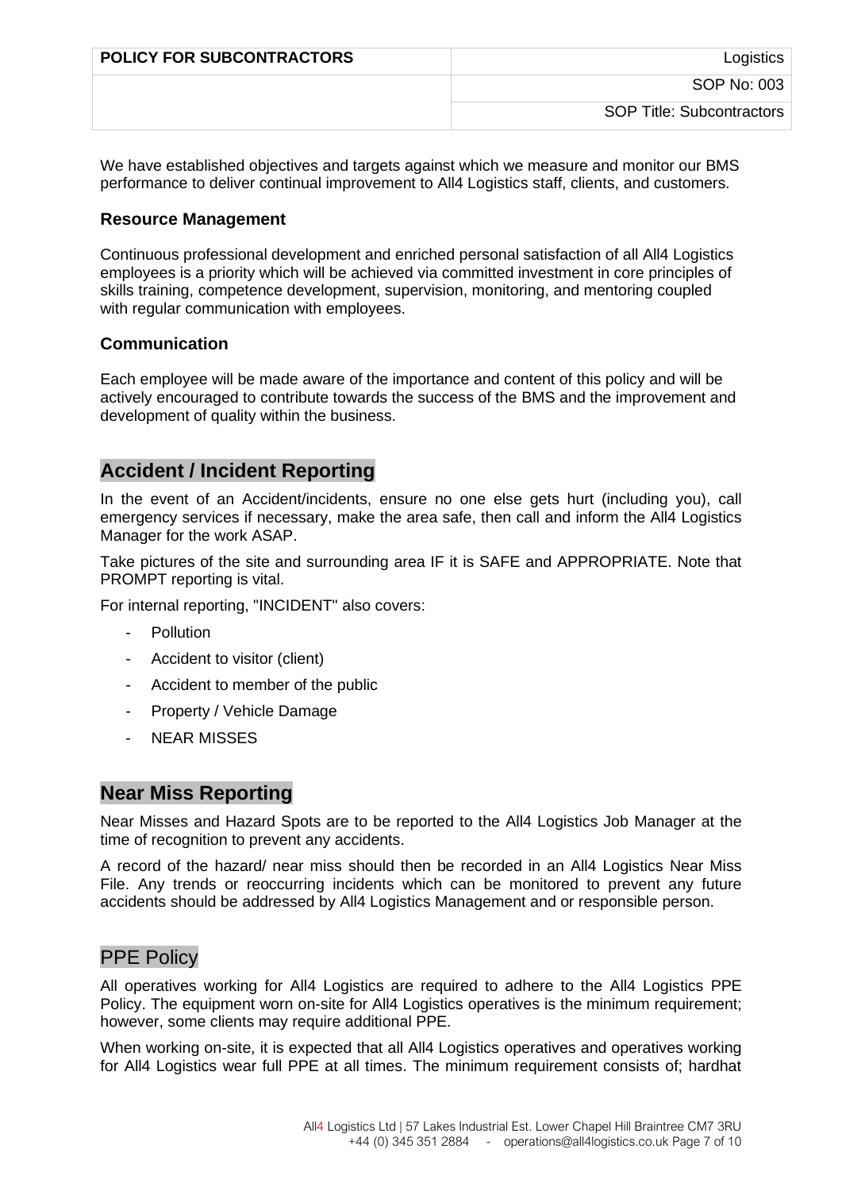We have established objectives and targets against which we measure and monitor our BMS performance to deliver continual improvement to All4 Logistics staff, clients, and customers.

### Resource Management

Continuous professional development and enriched personal satisfaction of all All4 Logistics employees is a priority which will be achieved via committed investment in core principles of skills training, competence development, supervision, monitoring, and mentoring coupled with regular communication with employees.

### Communication

Each employee will be made aware of the importance and content of this policy and will be actively encouraged to contribute towards the success of the BMS and the improvement and development of quality within the business.

## Accident / Incident Reporting

In the event of an Accident/incidents, ensure no one else gets hurt (including you), call emergency services if necessary, make the area safe, then call and inform the All4 Logistics Manager for the work ASAP.

Take pictures of the site and surrounding area IF it is SAFE and APPROPRIATE. Note that PROMPT reporting is vital.

For internal reporting, "INCIDENT" also covers:

- Pollution
- Accident to visitor (client)
- Accident to member of the public
- Property / Vehicle Damage
- NEAR MISSES

## Near Miss Reporting

Near Misses and Hazard Spots are to be reported to the All4 Logistics Job Manager at the time of recognition to prevent any accidents.

A record of the hazard/ near miss should then be recorded in an All4 Logistics Near Miss File. Any trends or reoccurring incidents which can be monitored to prevent any future accidents should be addressed by All4 Logistics Management and or responsible person.

## PPE Policy

All operatives working for All4 Logistics are required to adhere to the All4 Logistics PPE Policy. The equipment worn on-site for All4 Logistics operatives is the minimum requirement; however, some clients may require additional PPE.

When working on-site, it is expected that all All4 Logistics operatives and operatives working for All4 Logistics wear full PPE at all times. The minimum requirement consists of; hardhat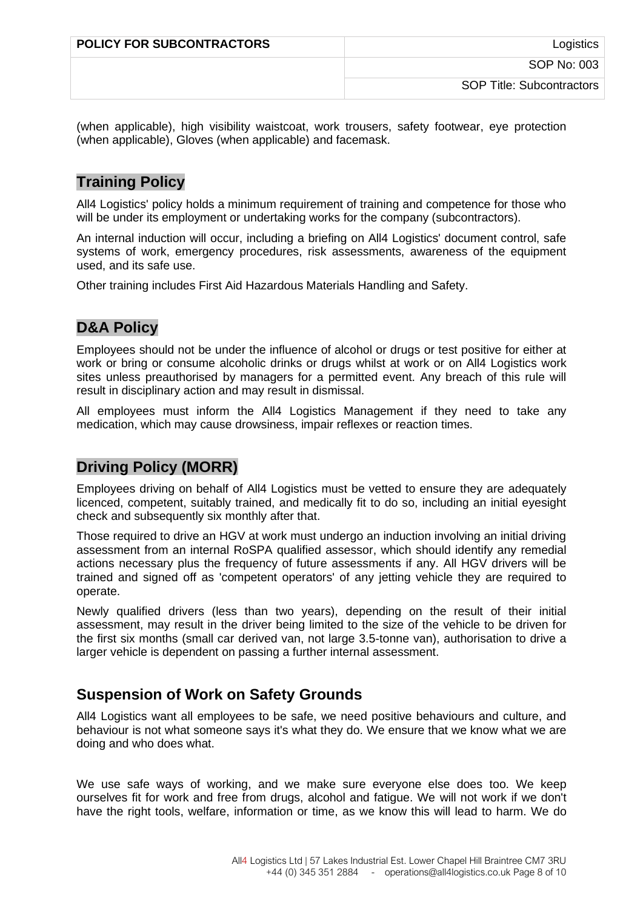(when applicable), high visibility waistcoat, work trousers, safety footwear, eye protection (when applicable), Gloves (when applicable) and facemask.

## Training Policy

All4 Logistics' policy holds a minimum requirement of training and competence for those who will be under its employment or undertaking works for the company (subcontractors).

An internal induction will occur, including a briefing on All4 Logistics' document control, safe systems of work, emergency procedures, risk assessments, awareness of the equipment used, and its safe use.

Other training includes First Aid Hazardous Materials Handling and Safety.

## D&A Policy

Employees should not be under the influence of alcohol or drugs or test positive for either at work or bring or consume alcoholic drinks or drugs whilst at work or on All4 Logistics work sites unless preauthorised by managers for a permitted event. Any breach of this rule will result in disciplinary action and may result in dismissal.

All employees must inform the All4 Logistics Management if they need to take any medication, which may cause drowsiness, impair reflexes or reaction times.

## Driving Policy (MORR)

Employees driving on behalf of All4 Logistics must be vetted to ensure they are adequately licenced, competent, suitably trained, and medically fit to do so, including an initial eyesight check and subsequently six monthly after that.

Those required to drive an HGV at work must undergo an induction involving an initial driving assessment from an internal RoSPA qualified assessor, which should identify any remedial actions necessary plus the frequency of future assessments if any. All HGV drivers will be trained and signed off as 'competent operators' of any jetting vehicle they are required to operate.

Newly qualified drivers (less than two years), depending on the result of their initial assessment, may result in the driver being limited to the size of the vehicle to be driven for the first six months (small car derived van, not large 3.5-tonne van), authorisation to drive a larger vehicle is dependent on passing a further internal assessment.

## Suspension of Work on Safety Grounds

All4 Logistics want all employees to be safe, we need positive behaviours and culture, and behaviour is not what someone says it's what they do. We ensure that we know what we are doing and who does what.

We use safe ways of working, and we make sure everyone else does too. We keep ourselves fit for work and free from drugs, alcohol and fatigue. We will not work if we don't have the right tools, welfare, information or time, as we know this will lead to harm. We do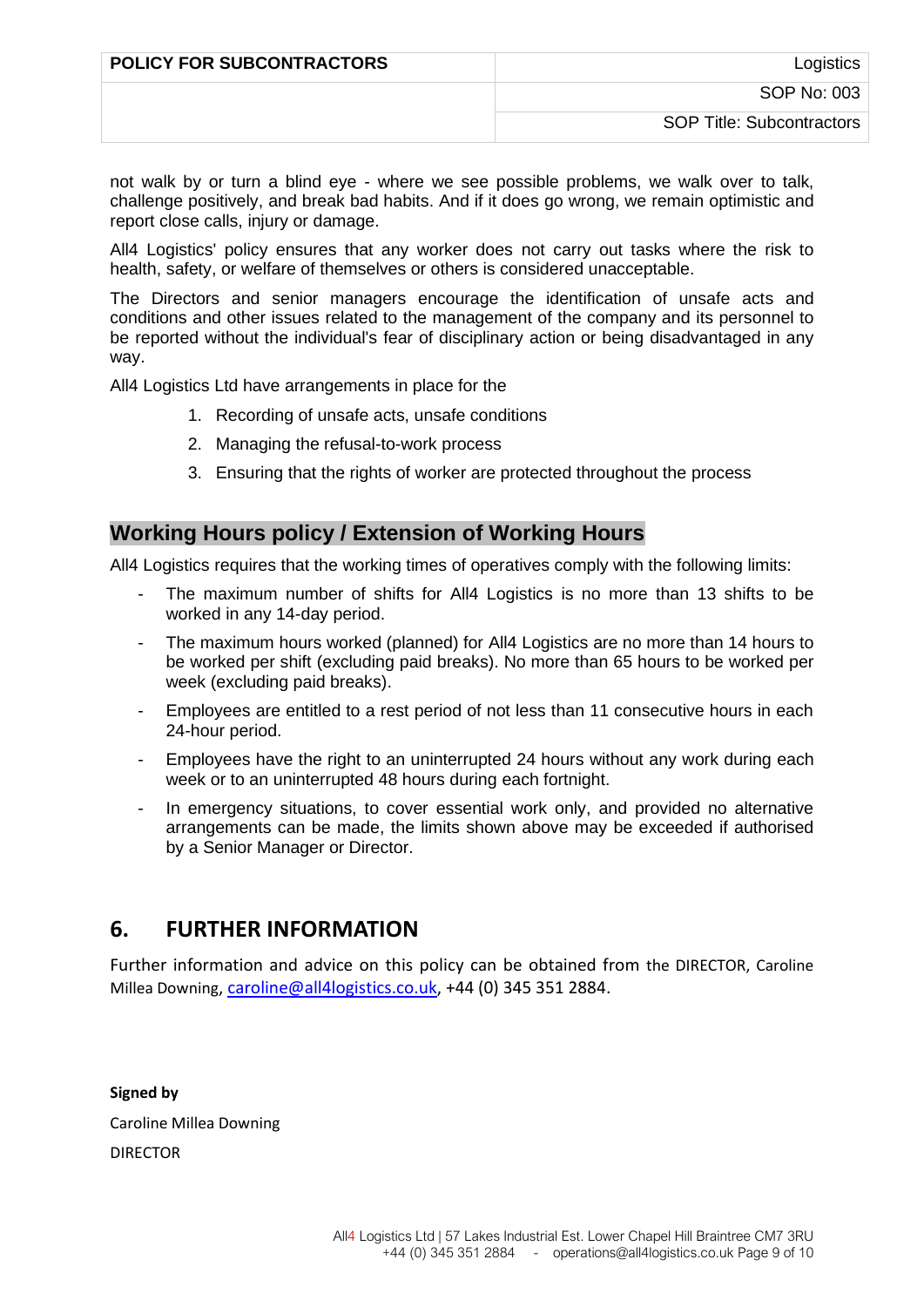not walk by or turn a blind eye - where we see possible problems, we walk over to talk, challenge positively, and break bad habits. And if it does go wrong, we remain optimistic and report close calls, injury or damage.

All4 Logistics' policy ensures that any worker does not carry out tasks where the risk to health, safety, or welfare of themselves or others is considered unacceptable.

The Directors and senior managers encourage the identification of unsafe acts and conditions and other issues related to the management of the company and its personnel to be reported without the individual's fear of disciplinary action or being disadvantaged in any way.

All4 Logistics Ltd have arrangements in place for the

1. Recording of unsafe acts, unsafe conditions
2. Managing the refusal-to-work process
3. Ensuring that the rights of worker are protected throughout the process

## Working Hours policy / Extension of Working Hours

All4 Logistics requires that the working times of operatives comply with the following limits:

- The maximum number of shifts for All4 Logistics is no more than 13 shifts to be worked in any 14-day period.
- The maximum hours worked (planned) for All4 Logistics are no more than 14 hours to be worked per shift (excluding paid breaks). No more than 65 hours to be worked per week (excluding paid breaks).
- Employees are entitled to a rest period of not less than 11 consecutive hours in each 24-hour period.
- Employees have the right to an uninterrupted 24 hours without any work during each week or to an uninterrupted 48 hours during each fortnight.
- In emergency situations, to cover essential work only, and provided no alternative arrangements can be made, the limits shown above may be exceeded if authorised by a Senior Manager or Director.

## 6. FURTHER INFORMATION

Further information and advice on this policy can be obtained from the DIRECTOR, Caroline Millea Downing, caroline@all4logistics.co.uk, +44 (0) 345 351 2884.

**Signed by**

Caroline Millea Downing

DIRECTOR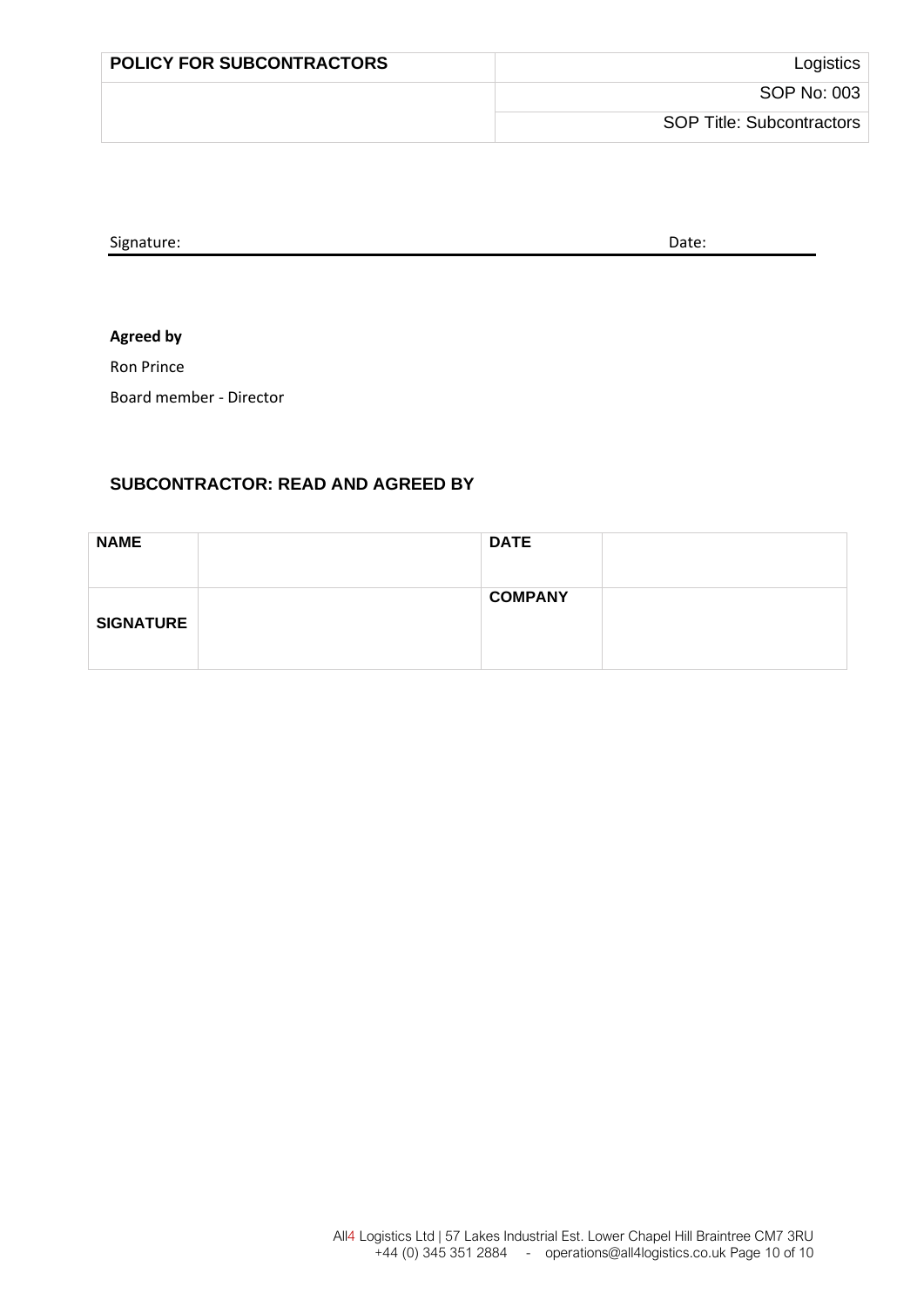| POLICY FOR SUBCONTRACTORS | Logistics |
| --- | --- |
| | SOP No: 003 |
| | SOP Title: Subcontractors |

Signature: Date:

**Agreed by**

Ron Prince

Board member - Director

## SUBCONTRACTOR: READ AND AGREED BY

| | | | |
| --- | --- | --- | --- |
| **NAME** | | **DATE** | |
| **SIGNATURE** | | **COMPANY** | |